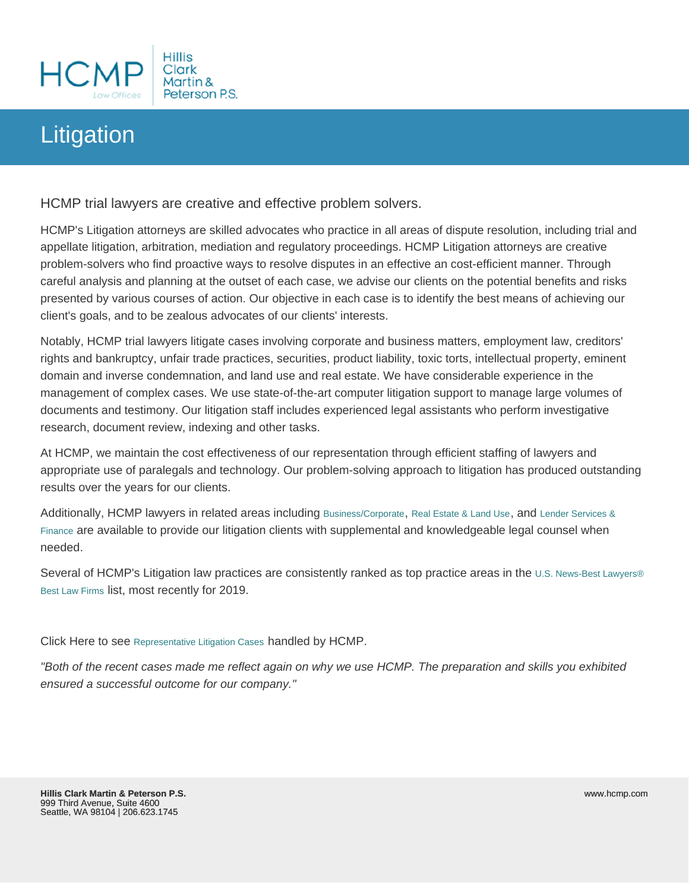# Litigation

HCMP trial lawyers are creative and effective problem solvers.

HCMP's Litigation attorneys are skilled advocates who practice in all areas of dispute resolution, including trial and appellate litigation, arbitration, mediation and regulatory proceedings. HCMP Litigation attorneys are creative problem-solvers who find proactive ways to resolve disputes in an effective an cost-efficient manner. Through careful analysis and planning at the outset of each case, we advise our clients on the potential benefits and risks presented by various courses of action. Our objective in each case is to identify the best means of achieving our client's goals, and to be zealous advocates of our clients' interests.

Notably, HCMP trial lawyers litigate cases involving corporate and business matters, employment law, creditors' rights and bankruptcy, unfair trade practices, securities, product liability, toxic torts, intellectual property, eminent domain and inverse condemnation, and land use and real estate. We have considerable experience in the management of complex cases. We use state-of-the-art computer litigation support to manage large volumes of documents and testimony. Our litigation staff includes experienced legal assistants who perform investigative research, document review, indexing and other tasks.

At HCMP, we maintain the cost effectiveness of our representation through efficient staffing of lawyers and appropriate use of paralegals and technology. Our problem-solving approach to litigation has produced outstanding results over the years for our clients.

Additionally, HCMP lawyers in related areas including Business/Corporate, Real Estate & Land Use, and Lender Services & Finance are available to provide our litigation clients with supplemental and knowledgeable legal counsel when needed.

Several of HCMP's Litigation law practices are consistently ranked as top practice areas in the U.S. News-Best Lawyers® Best Law Firms list, most recently for 2019.

Click Here to see Representative Litigation Cases handled by HCMP.

*"Both of the recent cases made me reflect again on why we use HCMP. The preparation and skills you exhibited ensured a successful outcome for our company."*

**Hillis Clark Martin & Peterson P.S.**
999 Third Avenue, Suite 4600
Seattle, WA 98104 | 206.623.1745

www.hcmp.com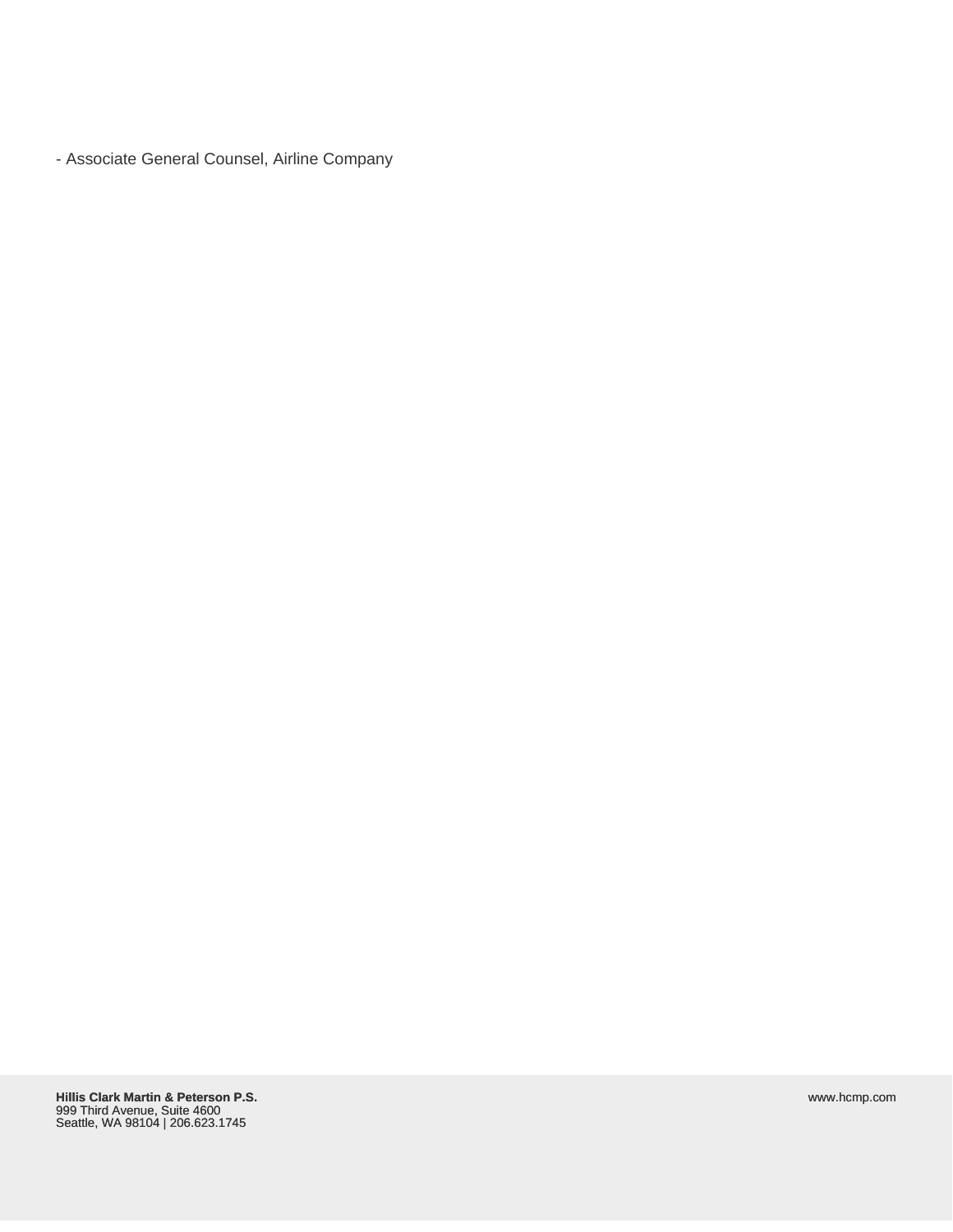- Associate General Counsel, Airline Company

**Hillis Clark Martin & Peterson P.S.**
999 Third Avenue, Suite 4600
Seattle, WA 98104 | 206.623.1745

www.hcmp.com